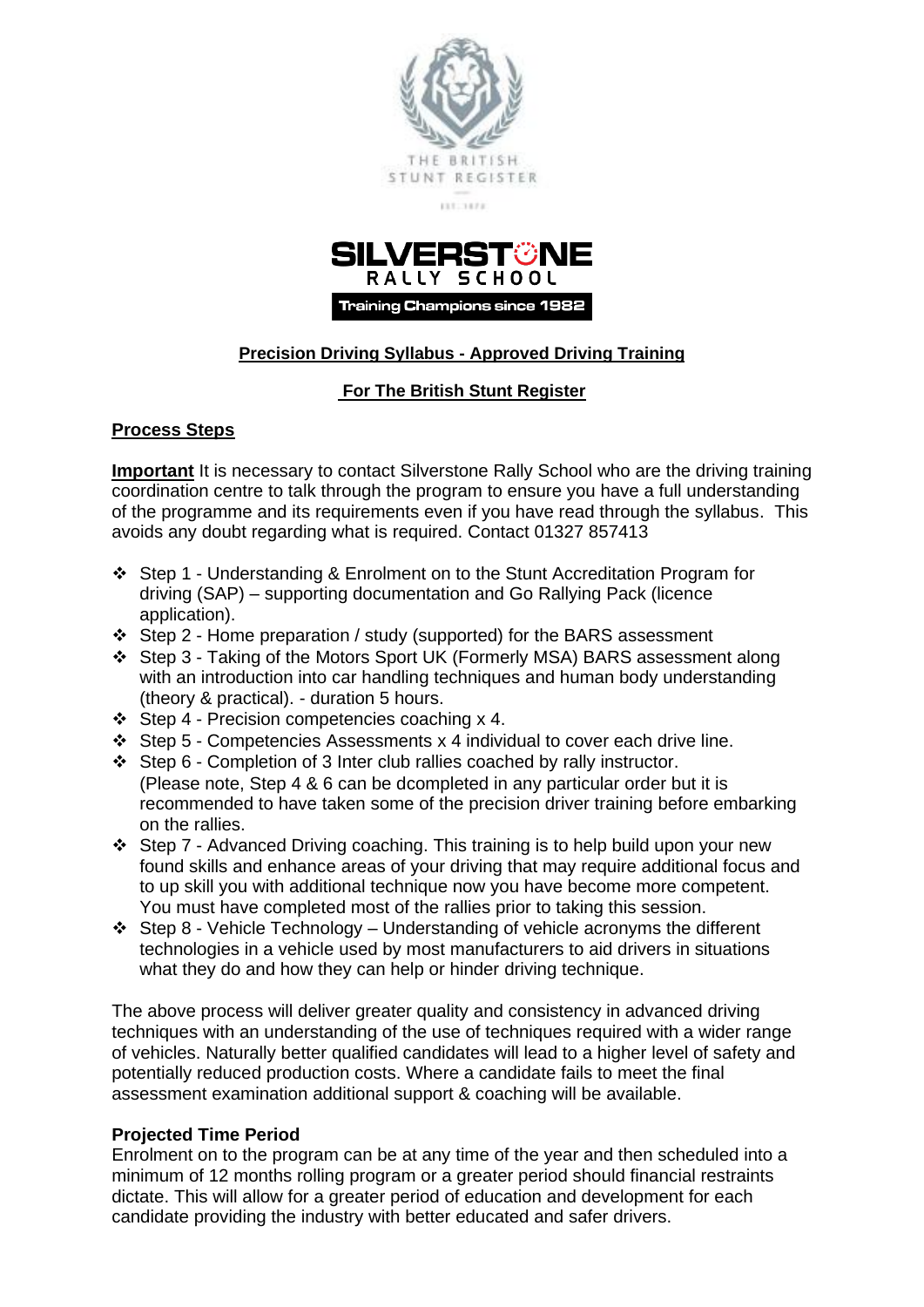THE BRITISH STUNT REGISTER

SILVERSTONE RALLY SCHOOL

Training Champions since 1982

**Precision Driving Syllabus - Approved Driving Training**

**For The British Stunt Register**

## Process Steps

**Important** It is necessary to contact Silverstone Rally School who are the driving training coordination centre to talk through the program to ensure you have a full understanding of the programme and its requirements even if you have read through the syllabus. This avoids any doubt regarding what is required. Contact 01327 857413

- Step 1 - Understanding & Enrolment on to the Stunt Accreditation Program for driving (SAP) – supporting documentation and Go Rallying Pack (licence application).
- Step 2 - Home preparation / study (supported) for the BARS assessment
- Step 3 - Taking of the Motors Sport UK (Formerly MSA) BARS assessment along with an introduction into car handling techniques and human body understanding (theory & practical). - duration 5 hours.
- Step 4 - Precision competencies coaching x 4.
- Step 5 - Competencies Assessments x 4 individual to cover each drive line.
- Step 6 - Completion of 3 Inter club rallies coached by rally instructor. (Please note, Step 4 & 6 can be dcompleted in any particular order but it is recommended to have taken some of the precision driver training before embarking on the rallies.
- Step 7 - Advanced Driving coaching. This training is to help build upon your new found skills and enhance areas of your driving that may require additional focus and to up skill you with additional technique now you have become more competent. You must have completed most of the rallies prior to taking this session.
- Step 8 - Vehicle Technology – Understanding of vehicle acronyms the different technologies in a vehicle used by most manufacturers to aid drivers in situations what they do and how they can help or hinder driving technique.

The above process will deliver greater quality and consistency in advanced driving techniques with an understanding of the use of techniques required with a wider range of vehicles. Naturally better qualified candidates will lead to a higher level of safety and potentially reduced production costs. Where a candidate fails to meet the final assessment examination additional support & coaching will be available.

**Projected Time Period**

Enrolment on to the program can be at any time of the year and then scheduled into a minimum of 12 months rolling program or a greater period should financial restraints dictate. This will allow for a greater period of education and development for each candidate providing the industry with better educated and safer drivers.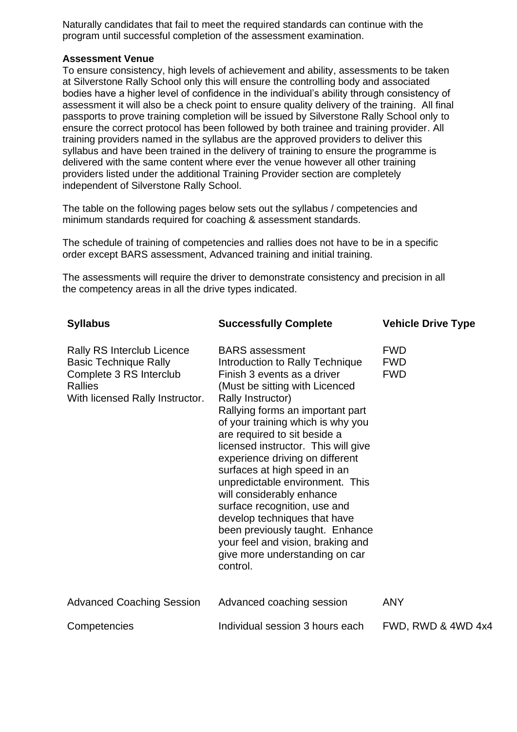Naturally candidates that fail to meet the required standards can continue with the program until successful completion of the assessment examination.

**Assessment Venue**

To ensure consistency, high levels of achievement and ability, assessments to be taken at Silverstone Rally School only this will ensure the controlling body and associated bodies have a higher level of confidence in the individual's ability through consistency of assessment it will also be a check point to ensure quality delivery of the training. All final passports to prove training completion will be issued by Silverstone Rally School only to ensure the correct protocol has been followed by both trainee and training provider. All training providers named in the syllabus are the approved providers to deliver this syllabus and have been trained in the delivery of training to ensure the programme is delivered with the same content where ever the venue however all other training providers listed under the additional Training Provider section are completely independent of Silverstone Rally School.

The table on the following pages below sets out the syllabus / competencies and minimum standards required for coaching & assessment standards.

The schedule of training of competencies and rallies does not have to be in a specific order except BARS assessment, Advanced training and initial training.

The assessments will require the driver to demonstrate consistency and precision in all the competency areas in all the drive types indicated.

| Syllabus | Successfully Complete | Vehicle Drive Type |
|---|---|---|
| Rally RS Interclub Licence | BARS assessment | FWD |
| Basic Technique Rally | Introduction to Rally Technique | FWD |
| Complete 3 RS Interclub Rallies With licensed Rally Instructor. | Finish 3 events as a driver (Must be sitting with Licenced Rally Instructor) Rallying forms an important part of your training which is why you are required to sit beside a licensed instructor. This will give experience driving on different surfaces at high speed in an unpredictable environment. This will considerably enhance surface recognition, use and develop techniques that have been previously taught. Enhance your feel and vision, braking and give more understanding on car control. | FWD |
| Advanced Coaching Session | Advanced coaching session | ANY |
| Competencies | Individual session 3 hours each | FWD, RWD & 4WD 4x4 |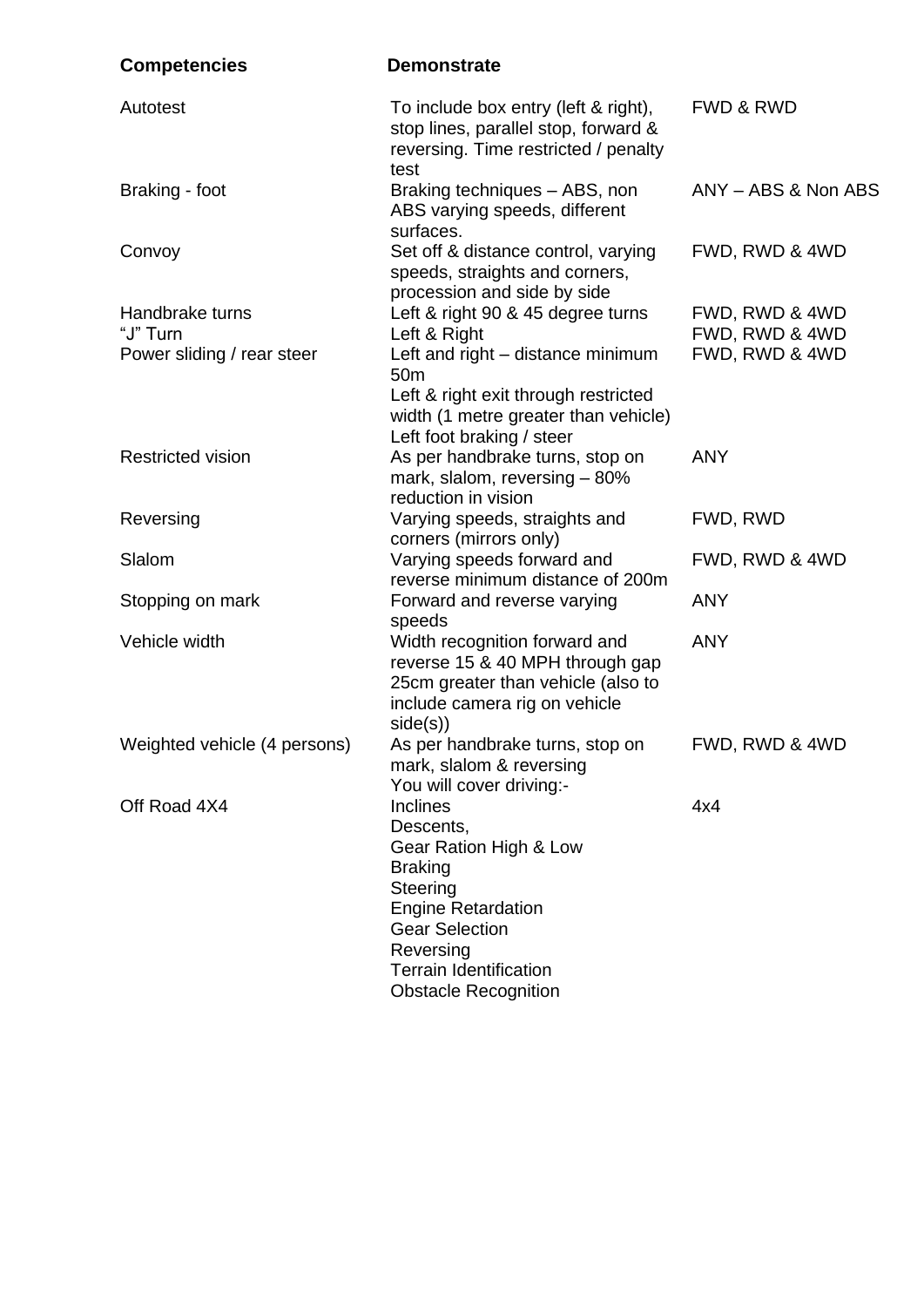| Competencies | Demonstrate | |
|---|---|---|
| Autotest | To include box entry (left & right), stop lines, parallel stop, forward & reversing. Time restricted / penalty test | FWD & RWD |
| Braking - foot | Braking techniques – ABS, non ABS varying speeds, different surfaces. | ANY – ABS & Non ABS |
| Convoy | Set off & distance control, varying speeds, straights and corners, procession and side by side | FWD, RWD & 4WD |
| Handbrake turns | Left & right 90 & 45 degree turns | FWD, RWD & 4WD |
| "J" Turn | Left & Right | FWD, RWD & 4WD |
| Power sliding / rear steer | Left and right – distance minimum 50m<br>Left & right exit through restricted width (1 metre greater than vehicle)<br>Left foot braking / steer | FWD, RWD & 4WD |
| Restricted vision | As per handbrake turns, stop on mark, slalom, reversing – 80% reduction in vision | ANY |
| Reversing | Varying speeds, straights and corners (mirrors only) | FWD, RWD |
| Slalom | Varying speeds forward and reverse minimum distance of 200m | FWD, RWD & 4WD |
| Stopping on mark | Forward and reverse varying speeds | ANY |
| Vehicle width | Width recognition forward and reverse 15 & 40 MPH through gap 25cm greater than vehicle (also to include camera rig on vehicle side(s)) | ANY |
| Weighted vehicle (4 persons) | As per handbrake turns, stop on mark, slalom & reversing<br>You will cover driving:- | FWD, RWD & 4WD |
| Off Road 4X4 | Inclines<br>Descents,<br>Gear Ration High & Low<br>Braking<br>Steering<br>Engine Retardation<br>Gear Selection<br>Reversing<br>Terrain Identification<br>Obstacle Recognition | 4x4 |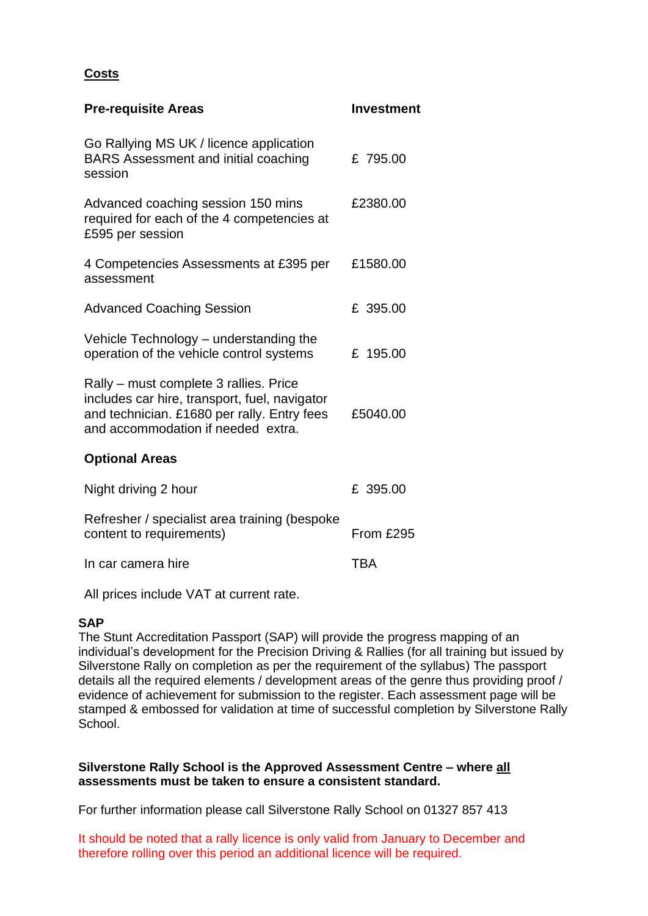**Costs**

| Pre-requisite Areas | Investment |
|---|---|
| Go Rallying MS UK / licence application BARS Assessment and initial coaching session | £ 795.00 |
| Advanced coaching session 150 mins required for each of the 4 competencies at £595 per session | £2380.00 |
| 4 Competencies Assessments at £395 per assessment | £1580.00 |
| Advanced Coaching Session | £ 395.00 |
| Vehicle Technology – understanding the operation of the vehicle control systems | £ 195.00 |
| Rally – must complete 3 rallies. Price includes car hire, transport, fuel, navigator and technician. £1680 per rally. Entry fees and accommodation if needed extra. | £5040.00 |
| **Optional Areas** | |
| Night driving 2 hour | £ 395.00 |
| Refresher / specialist area training (bespoke content to requirements) | From £295 |
| In car camera hire | TBA |

All prices include VAT at current rate.

**SAP**

The Stunt Accreditation Passport (SAP) will provide the progress mapping of an individual's development for the Precision Driving & Rallies (for all training but issued by Silverstone Rally on completion as per the requirement of the syllabus) The passport details all the required elements / development areas of the genre thus providing proof / evidence of achievement for submission to the register. Each assessment page will be stamped & embossed for validation at time of successful completion by Silverstone Rally School.

**Silverstone Rally School is the Approved Assessment Centre – where <u>all</u> assessments must be taken to ensure a consistent standard.**

For further information please call Silverstone Rally School on 01327 857 413

It should be noted that a rally licence is only valid from January to December and therefore rolling over this period an additional licence will be required.